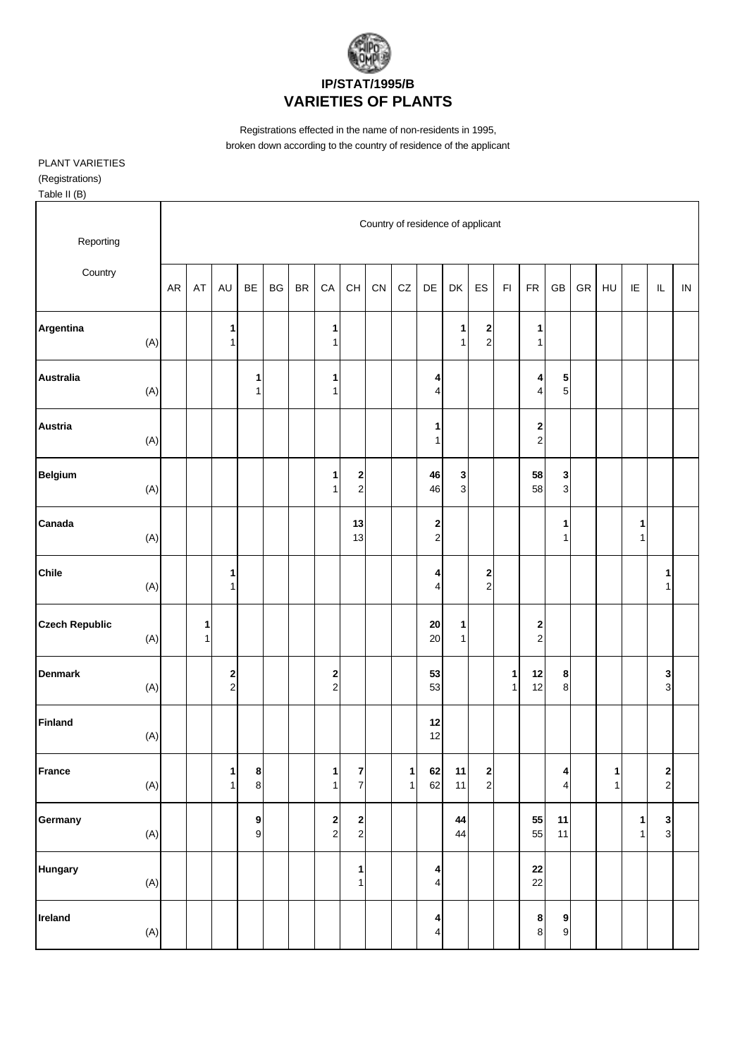# IP/STAT/1995/B
# VARIETIES OF PLANTS

Registrations effected in the name of non-residents in 1995, broken down according to the country of residence of the applicant

PLANT VARIETIES
(Registrations)
Table II (B)

| Reporting Country | | Country of residence of applicant | | | | | | | | | | | | | | | | | | | | |
|---|---|---|---|---|---|---|---|---|---|---|---|---|---|---|---|---|---|---|---|---|---|---|
| | | AR | AT | AU | BE | BG | BR | CA | CH | CN | CZ | DE | DK | ES | FI | FR | GB | GR | HU | IE | IL | IN |
| **Argentina** | | | | **1** | | | | **1** | | | | | **1** | **2** | | **1** | | | | | | |
| | (A) | | | 1 | | | | 1 | | | | | 1 | 2 | | 1 | | | | | | |
| **Australia** | | | | | **1** | | | **1** | | | | **4** | | | | **4** | **5** | | | | | |
| | (A) | | | | 1 | | | 1 | | | | 4 | | | | 4 | 5 | | | | | |
| **Austria** | | | | | | | | | | | | **1** | | | | **2** | | | | | | |
| | (A) | | | | | | | | | | | 1 | | | | 2 | | | | | | |
| **Belgium** | | | | | | | | **1** | **2** | | | **46** | **3** | | | **58** | **3** | | | | | |
| | (A) | | | | | | | 1 | 2 | | | 46 | 3 | | | 58 | 3 | | | | | |
| **Canada** | | | | | | | | | **13** | | | **2** | | | | | **1** | | | **1** | | |
| | (A) | | | | | | | | 13 | | | 2 | | | | | 1 | | | 1 | | |
| **Chile** | | | | **1** | | | | | | | | **4** | | **2** | | | | | | | **1** | |
| | (A) | | | 1 | | | | | | | | 4 | | 2 | | | | | | | 1 | |
| **Czech Republic** | | | **1** | | | | | | | | | **20** | **1** | | | **2** | | | | | | |
| | (A) | | 1 | | | | | | | | | 20 | 1 | | | 2 | | | | | | |
| **Denmark** | | | | **2** | | | | **2** | | | | **53** | | | **1** | **12** | **8** | | | | **3** | |
| | (A) | | | 2 | | | | 2 | | | | 53 | | | 1 | 12 | 8 | | | | 3 | |
| **Finland** | | | | | | | | | | | | **12** | | | | | | | | | | |
| | (A) | | | | | | | | | | | 12 | | | | | | | | | | |
| **France** | | | | **1** | **8** | | | **1** | **7** | | **1** | **62** | **11** | **2** | | | **4** | | **1** | | **2** | |
| | (A) | | | 1 | 8 | | | 1 | 7 | | 1 | 62 | 11 | 2 | | | 4 | | 1 | | 2 | |
| **Germany** | | | | | **9** | | | **2** | **2** | | | | **44** | | | **55** | **11** | | | **1** | **3** | |
| | (A) | | | | 9 | | | 2 | 2 | | | | 44 | | | 55 | 11 | | | 1 | 3 | |
| **Hungary** | | | | | | | | | **1** | | | **4** | | | | **22** | | | | | | |
| | (A) | | | | | | | | 1 | | | 4 | | | | 22 | | | | | | |
| **Ireland** | | | | | | | | | | | | **4** | | | | **8** | **9** | | | | | |
| | (A) | | | | | | | | | | | 4 | | | | 8 | 9 | | | | | |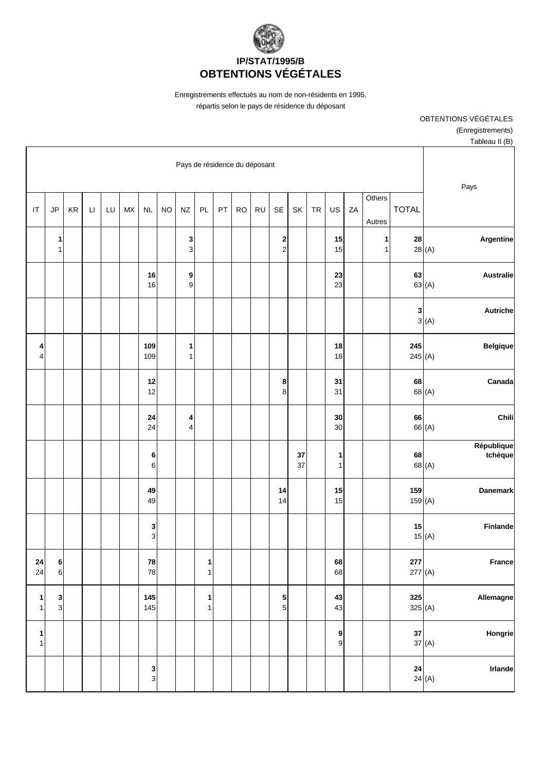## IP/STAT/1995/B
# OBTENTIONS VÉGÉTALES

Enregistrements effectués au nom de non-résidents en 1995,
répartis selon le pays de résidence du déposant

OBTENTIONS VÉGÉTALES
(Enregistrements)
Tableau II (B)

| Pays de résidence du déposant | | | | | | | | | | | | | | | | | | | | Pays |
|---|---|---|---|---|---|---|---|---|---|---|---|---|---|---|---|---|---|---|---|---|
| IT | JP | KR | LI | LU | MX | NL | NO | NZ | PL | PT | RO | RU | SE | SK | TR | US | ZA | Others Autres | TOTAL | |
| | **1** 1 | | | | | | | **3** 3 | | | | | **2** 2 | | | **15** 15 | | **1** 1 | **28** 28 (A) | **Argentine** |
| | | | | | | **16** 16 | | **9** 9 | | | | | | | | **23** 23 | | | **63** 63 (A) | **Australie** |
| | | | | | | | | | | | | | | | | | | | **3** 3 (A) | **Autriche** |
| **4** 4 | | | | | | **109** 109 | | **1** 1 | | | | | | | | **18** 18 | | | **245** 245 (A) | **Belgique** |
| | | | | | | **12** 12 | | | | | | | **8** 8 | | | **31** 31 | | | **68** 68 (A) | **Canada** |
| | | | | | | **24** 24 | | **4** 4 | | | | | | | | **30** 30 | | | **66** 66 (A) | **Chili** |
| | | | | | | **6** 6 | | | | | | | | **37** 37 | | **1** 1 | | | **68** 68 (A) | **République tchèque** |
| | | | | | | **49** 49 | | | | | | | **14** 14 | | | **15** 15 | | | **159** 159 (A) | **Danemark** |
| | | | | | | **3** 3 | | | | | | | | | | | | | **15** 15 (A) | **Finlande** |
| **24** 24 | **6** 6 | | | | | **78** 78 | | | **1** 1 | | | | | | | **68** 68 | | | **277** 277 (A) | **France** |
| **1** 1 | **3** 3 | | | | | **145** 145 | | | **1** 1 | | | | **5** 5 | | | **43** 43 | | | **325** 325 (A) | **Allemagne** |
| **1** 1 | | | | | | | | | | | | | | | | **9** 9 | | | **37** 37 (A) | **Hongrie** |
| | | | | | | **3** 3 | | | | | | | | | | | | | **24** 24 (A) | **Irlande** |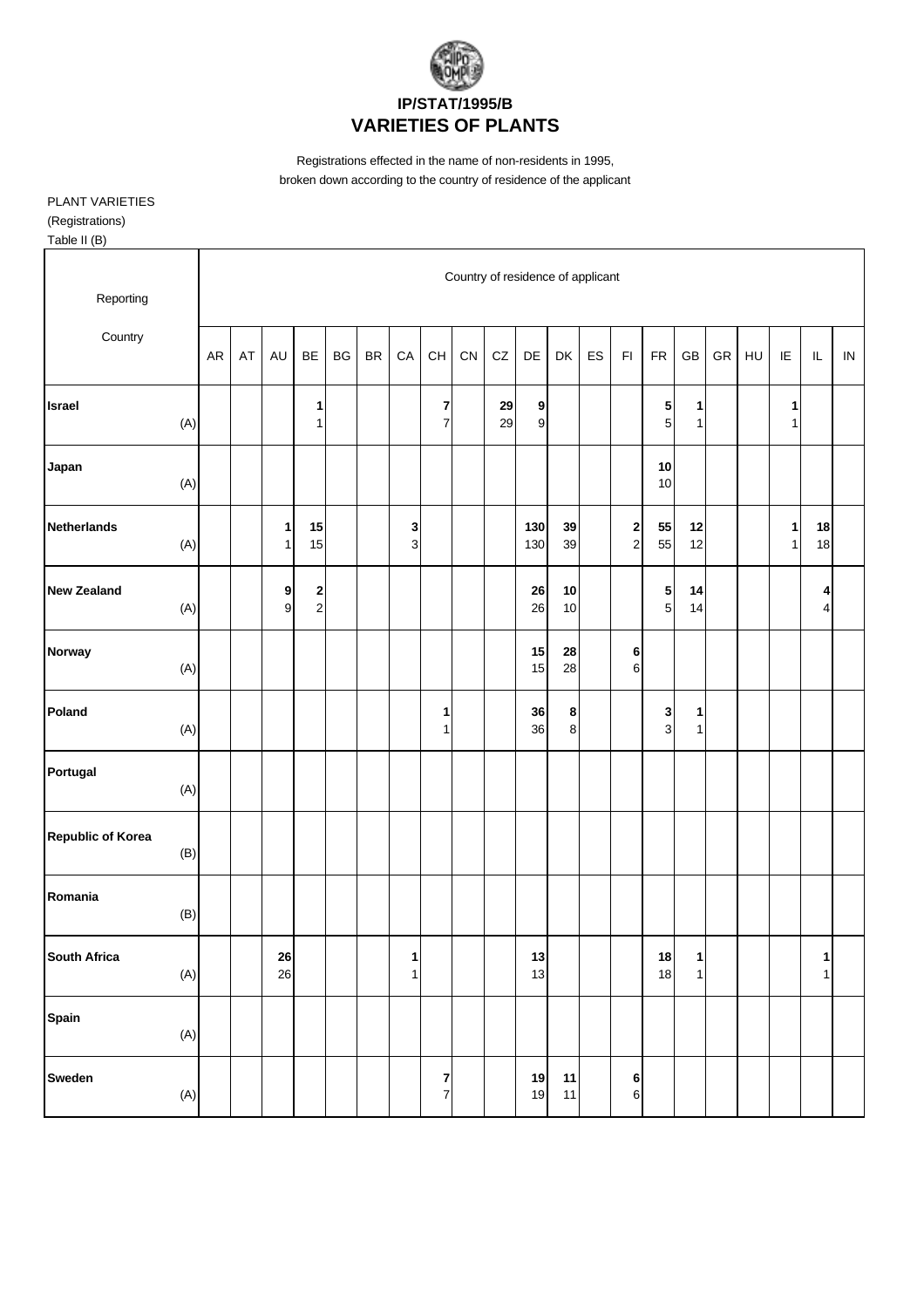# IP/STAT/1995/B
# VARIETIES OF PLANTS

Registrations effected in the name of non-residents in 1995,
broken down according to the country of residence of the applicant

PLANT VARIETIES
(Registrations)
Table II (B)

| Reporting Country | | Country of residence of applicant | | | | | | | | | | | | | | | | | | | | |
|---|---|---|---|---|---|---|---|---|---|---|---|---|---|---|---|---|---|---|---|---|---|---|
| | | AR | AT | AU | BE | BG | BR | CA | CH | CN | CZ | DE | DK | ES | FI | FR | GB | GR | HU | IE | IL | IN |
| **Israel** | | | | | **1** | | | | **7** | | **29** | **9** | | | | **5** | **1** | | | **1** | | |
| | (A) | | | | 1 | | | | 7 | | 29 | 9 | | | | 5 | 1 | | | 1 | | |
| **Japan** | | | | | | | | | | | | | | | | **10** | | | | | | |
| | (A) | | | | | | | | | | | | | | | 10 | | | | | | |
| **Netherlands** | | | | **1** | **15** | | | **3** | | | | **130** | **39** | | **2** | **55** | **12** | | | **1** | **18** | |
| | (A) | | | 1 | 15 | | | 3 | | | | 130 | 39 | | 2 | 55 | 12 | | | 1 | 18 | |
| **New Zealand** | | | | **9** | **2** | | | | | | | **26** | **10** | | | **5** | **14** | | | | **4** | |
| | (A) | | | 9 | 2 | | | | | | | 26 | 10 | | | 5 | 14 | | | | 4 | |
| **Norway** | | | | | | | | | | | | **15** | **28** | | **6** | | | | | | | |
| | (A) | | | | | | | | | | | 15 | 28 | | 6 | | | | | | | |
| **Poland** | | | | | | | | | **1** | | | **36** | **8** | | | **3** | **1** | | | | | |
| | (A) | | | | | | | | 1 | | | 36 | 8 | | | 3 | 1 | | | | | |
| **Portugal** | | | | | | | | | | | | | | | | | | | | | | |
| | (A) | | | | | | | | | | | | | | | | | | | | | |
| **Republic of Korea** | | | | | | | | | | | | | | | | | | | | | | |
| | (B) | | | | | | | | | | | | | | | | | | | | | |
| **Romania** | | | | | | | | | | | | | | | | | | | | | | |
| | (B) | | | | | | | | | | | | | | | | | | | | | |
| **South Africa** | | | | **26** | | | | **1** | | | | **13** | | | | **18** | **1** | | | | **1** | |
| | (A) | | | 26 | | | | 1 | | | | 13 | | | | 18 | 1 | | | | 1 | |
| **Spain** | | | | | | | | | | | | | | | | | | | | | | |
| | (A) | | | | | | | | | | | | | | | | | | | | | |
| **Sweden** | | | | | | | | | **7** | | | **19** | **11** | | **6** | | | | | | | |
| | (A) | | | | | | | | 7 | | | 19 | 11 | | 6 | | | | | | | |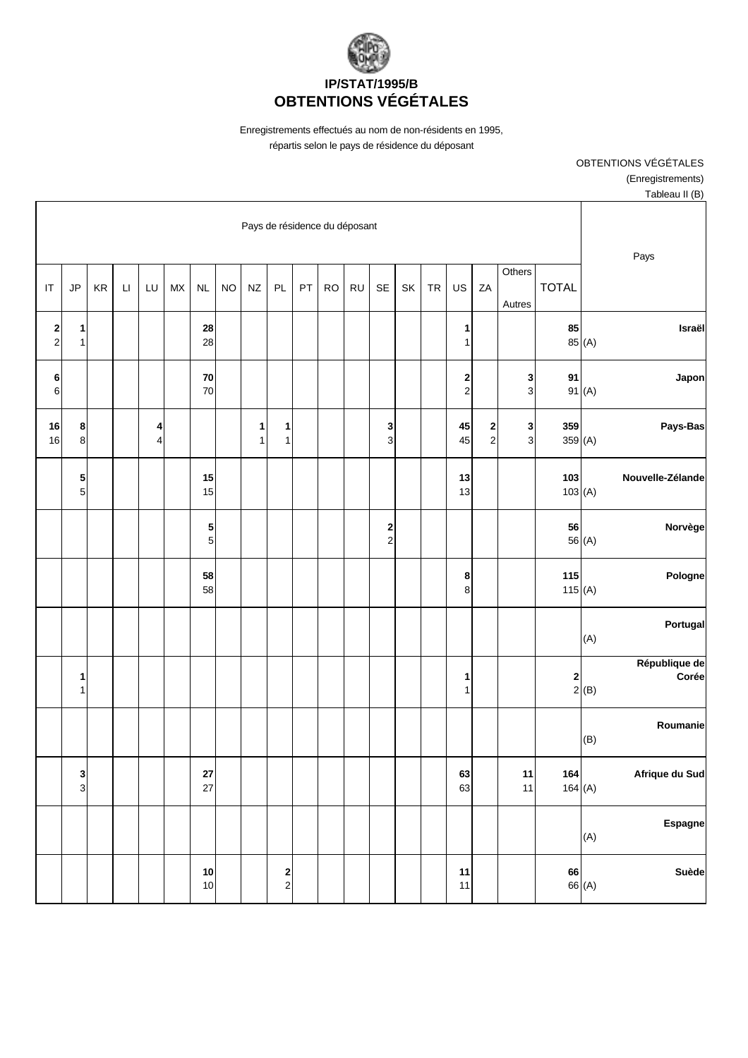## IP/STAT/1995/B
# OBTENTIONS VÉGÉTALES

Enregistrements effectués au nom de non-résidents en 1995,
répartis selon le pays de résidence du déposant

OBTENTIONS VÉGÉTALES
(Enregistrements)
Tableau II (B)

| Pays de résidence du déposant | | | | | | | | | | | | | | | | | | | | Pays |
|---|---|---|---|---|---|---|---|---|---|---|---|---|---|---|---|---|---|---|---|---|
| IT | JP | KR | LI | LU | MX | NL | NO | NZ | PL | PT | RO | RU | SE | SK | TR | US | ZA | Others Autres | TOTAL | |
| **2** 2 | **1** 1 | | | | | **28** 28 | | | | | | | | | | **1** 1 | | | **85** 85 | (A) **Israël** |
| **6** 6 | | | | | | **70** 70 | | | | | | | | | | **2** 2 | | **3** 3 | **91** 91 | (A) **Japon** |
| **16** 16 | **8** 8 | | | **4** 4 | | | | **1** 1 | **1** 1 | | | | **3** 3 | | | **45** 45 | **2** 2 | **3** 3 | **359** 359 | (A) **Pays-Bas** |
| | **5** 5 | | | | | **15** 15 | | | | | | | | | | **13** 13 | | | **103** 103 | (A) **Nouvelle-Zélande** |
| | | | | | | **5** 5 | | | | | | | **2** 2 | | | | | | **56** 56 | (A) **Norvège** |
| | | | | | | **58** 58 | | | | | | | | | | **8** 8 | | | **115** 115 | (A) **Pologne** |
| | | | | | | | | | | | | | | | | | | | | (A) **Portugal** |
| | **1** 1 | | | | | | | | | | | | | | | **1** 1 | | | **2** 2 | (B) **République de Corée** |
| | | | | | | | | | | | | | | | | | | | | (B) **Roumanie** |
| | **3** 3 | | | | | **27** 27 | | | | | | | | | | **63** 63 | | **11** 11 | **164** 164 | (A) **Afrique du Sud** |
| | | | | | | | | | | | | | | | | | | | | (A) **Espagne** |
| | | | | | | **10** 10 | | | **2** 2 | | | | | | | **11** 11 | | | **66** 66 | (A) **Suède** |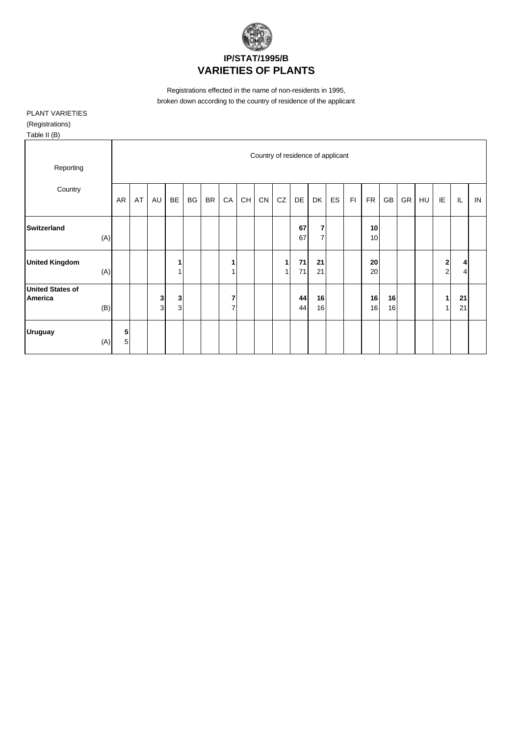# IP/STAT/1995/B
# VARIETIES OF PLANTS

Registrations effected in the name of non-residents in 1995,
broken down according to the country of residence of the applicant

PLANT VARIETIES
(Registrations)
Table II (B)

| Reporting Country | | Country of residence of applicant | | | | | | | | | | | | | | | | | | | | |
|---|---|---|---|---|---|---|---|---|---|---|---|---|---|---|---|---|---|---|---|---|---|---|
| | | AR | AT | AU | BE | BG | BR | CA | CH | CN | CZ | DE | DK | ES | FI | FR | GB | GR | HU | IE | IL | IN |
| **Switzerland** | (A) | | | | | | | | | | | **67** 67 | **7** 7 | | | **10** 10 | | | | | | |
| **United Kingdom** | (A) | | | | **1** 1 | | | **1** 1 | | | **1** 1 | **71** 71 | **21** 21 | | | **20** 20 | | | | **2** 2 | **4** 4 | |
| **United States of America** | (B) | | | **3** 3 | **3** 3 | | | **7** 7 | | | | **44** 44 | **16** 16 | | | **16** 16 | **16** 16 | | | **1** 1 | **21** 21 | |
| **Uruguay** | (A) | **5** 5 | | | | | | | | | | | | | | | | | | | | |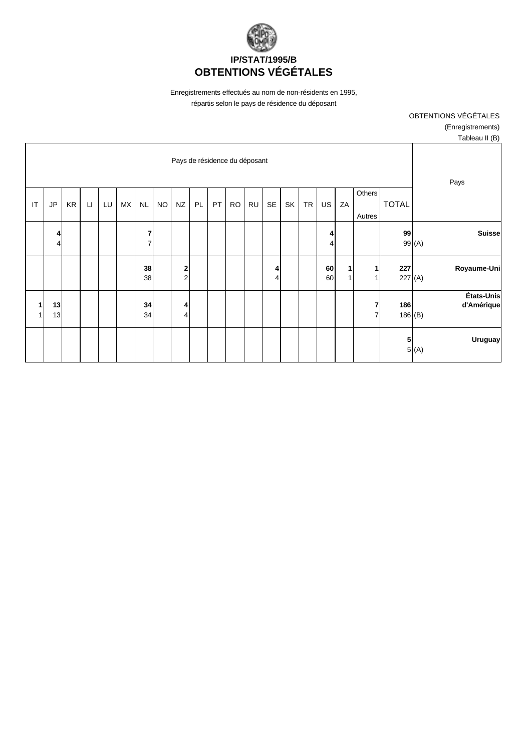**IP/STAT/1995/B**
# OBTENTIONS VÉGÉTALES

Enregistrements effectués au nom de non-résidents en 1995, répartis selon le pays de résidence du déposant

OBTENTIONS VÉGÉTALES
(Enregistrements)
Tableau II (B)

| Pays de résidence du déposant | | | | | | | | | | | | | | | | | | | | Pays |
|---|---|---|---|---|---|---|---|---|---|---|---|---|---|---|---|---|---|---|---|---|
| IT | JP | KR | LI | LU | MX | NL | NO | NZ | PL | PT | RO | RU | SE | SK | TR | US | ZA | Others Autres | TOTAL | |
| | **4** | | | | | **7** | | | | | | | | | | **4** | | | **99** | **Suisse** |
| | 4 | | | | | 7 | | | | | | | | | | 4 | | | 99 | (A) |
| | | | | | | **38** | | **2** | | | | | **4** | | | **60** | **1** | **1** | **227** | **Royaume-Uni** |
| | | | | | | 38 | | 2 | | | | | 4 | | | 60 | 1 | 1 | 227 | (A) |
| **1** | **13** | | | | | **34** | | **4** | | | | | | | | | | **7** | **186** | **États-Unis d'Amérique** |
| 1 | 13 | | | | | 34 | | 4 | | | | | | | | | | 7 | 186 | (B) |
| | | | | | | | | | | | | | | | | | | | **5** | **Uruguay** |
| | | | | | | | | | | | | | | | | | | | 5 | (A) |